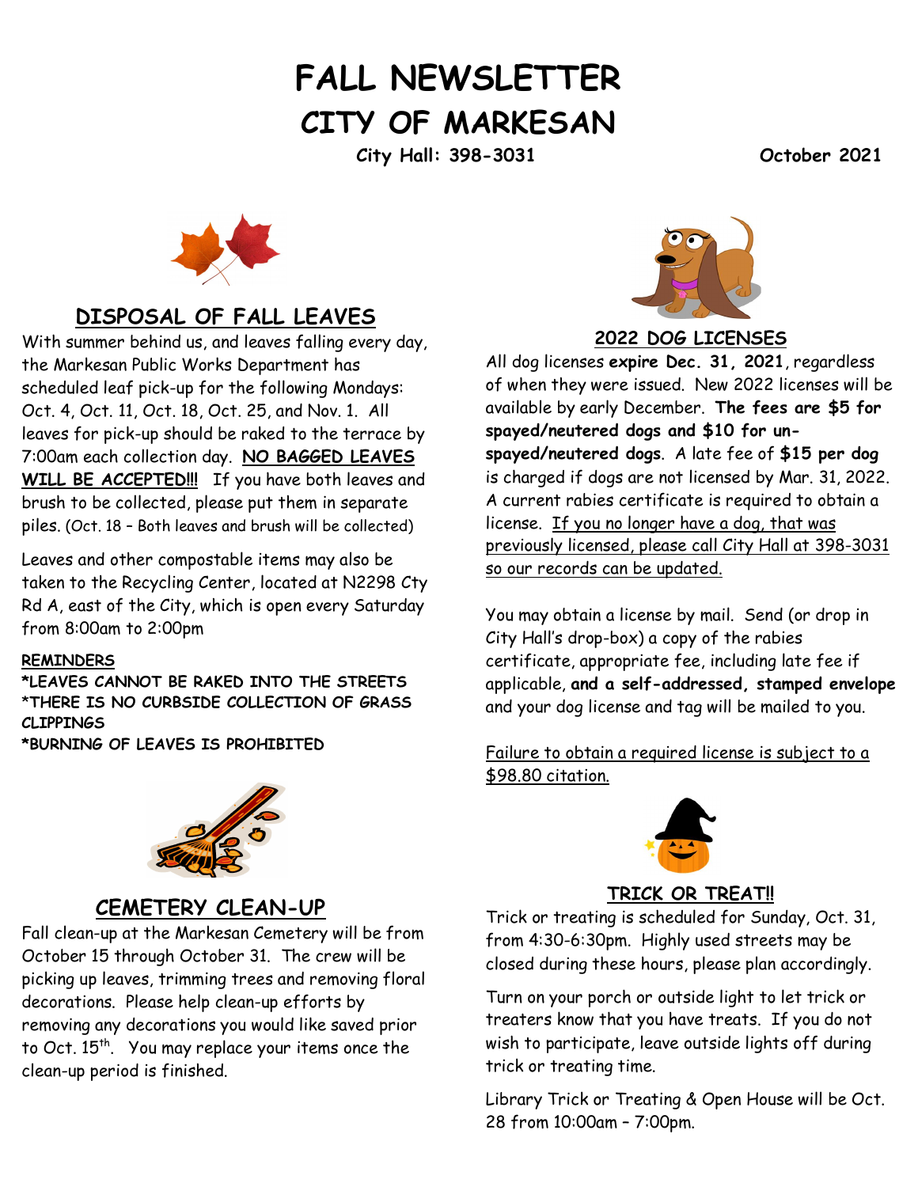# FALL NEWSLETTER
# CITY OF MARKESAN

**City Hall: 398-3031** **October 2021**

## DISPOSAL OF FALL LEAVES

With summer behind us, and leaves falling every day, the Markesan Public Works Department has scheduled leaf pick-up for the following Mondays: Oct. 4, Oct. 11, Oct. 18, Oct. 25, and Nov. 1. All leaves for pick-up should be raked to the terrace by 7:00am each collection day. **NO BAGGED LEAVES WILL BE ACCEPTED!!!** If you have both leaves and brush to be collected, please put them in separate piles. (Oct. 18 – Both leaves and brush will be collected)

Leaves and other compostable items may also be taken to the Recycling Center, located at N2298 Cty Rd A, east of the City, which is open every Saturday from 8:00am to 2:00pm

**REMINDERS**

**\*LEAVES CANNOT BE RAKED INTO THE STREETS**
**\*THERE IS NO CURBSIDE COLLECTION OF GRASS CLIPPINGS**
**\*BURNING OF LEAVES IS PROHIBITED**

## CEMETERY CLEAN-UP

Fall clean-up at the Markesan Cemetery will be from October 15 through October 31. The crew will be picking up leaves, trimming trees and removing floral decorations. Please help clean-up efforts by removing any decorations you would like saved prior to Oct. 15th. You may replace your items once the clean-up period is finished.

## 2022 DOG LICENSES

All dog licenses **expire Dec. 31, 2021**, regardless of when they were issued. New 2022 licenses will be available by early December. **The fees are $5 for spayed/neutered dogs and $10 for un-spayed/neutered dogs**. A late fee of **$15 per dog** is charged if dogs are not licensed by Mar. 31, 2022. A current rabies certificate is required to obtain a license. If you no longer have a dog, that was previously licensed, please call City Hall at 398-3031 so our records can be updated.

You may obtain a license by mail. Send (or drop in City Hall's drop-box) a copy of the rabies certificate, appropriate fee, including late fee if applicable, **and a self-addressed, stamped envelope** and your dog license and tag will be mailed to you.

Failure to obtain a required license is subject to a $98.80 citation.

## TRICK OR TREAT!!

Trick or treating is scheduled for Sunday, Oct. 31, from 4:30-6:30pm. Highly used streets may be closed during these hours, please plan accordingly.

Turn on your porch or outside light to let trick or treaters know that you have treats. If you do not wish to participate, leave outside lights off during trick or treating time.

Library Trick or Treating & Open House will be Oct. 28 from 10:00am – 7:00pm.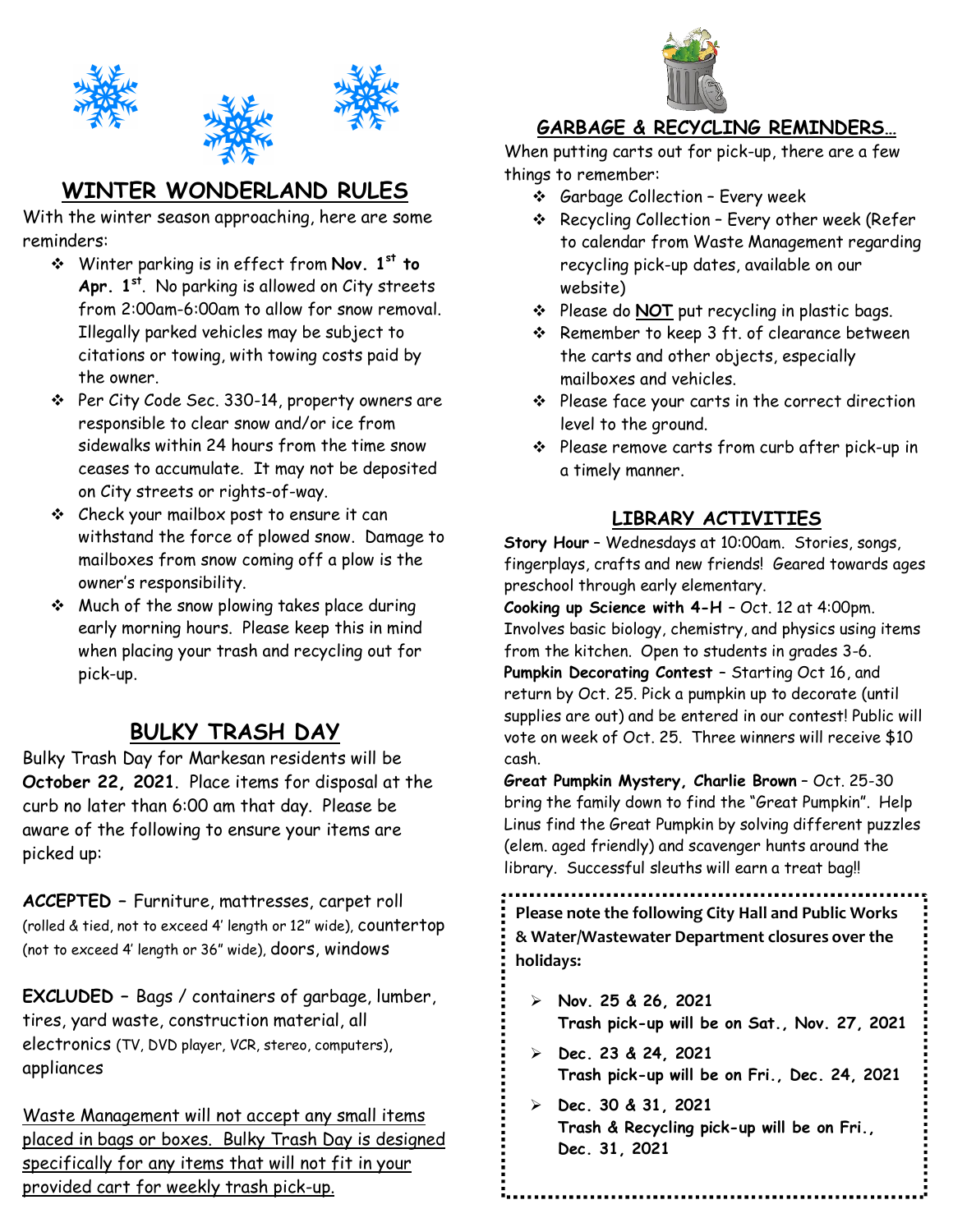## WINTER WONDERLAND RULES

With the winter season approaching, here are some reminders:

- Winter parking is in effect from **Nov. 1st to Apr. 1st**. No parking is allowed on City streets from 2:00am-6:00am to allow for snow removal. Illegally parked vehicles may be subject to citations or towing, with towing costs paid by the owner.
- Per City Code Sec. 330-14, property owners are responsible to clear snow and/or ice from sidewalks within 24 hours from the time snow ceases to accumulate. It may not be deposited on City streets or rights-of-way.
- Check your mailbox post to ensure it can withstand the force of plowed snow. Damage to mailboxes from snow coming off a plow is the owner's responsibility.
- Much of the snow plowing takes place during early morning hours. Please keep this in mind when placing your trash and recycling out for pick-up.

## BULKY TRASH DAY

Bulky Trash Day for Markesan residents will be **October 22, 2021**. Place items for disposal at the curb no later than 6:00 am that day. Please be aware of the following to ensure your items are picked up:

**ACCEPTED** – Furniture, mattresses, carpet roll (rolled & tied, not to exceed 4' length or 12" wide), countertop (not to exceed 4' length or 36" wide), doors, windows

**EXCLUDED** – Bags / containers of garbage, lumber, tires, yard waste, construction material, all electronics (TV, DVD player, VCR, stereo, computers), appliances

<u>Waste Management will not accept any small items placed in bags or boxes. Bulky Trash Day is designed specifically for any items that will not fit in your provided cart for weekly trash pick-up.</u>

## GARBAGE & RECYCLING REMINDERS…

When putting carts out for pick-up, there are a few things to remember:

- Garbage Collection – Every week
- Recycling Collection – Every other week (Refer to calendar from Waste Management regarding recycling pick-up dates, available on our website)
- Please do **<u>NOT</u>** put recycling in plastic bags.
- Remember to keep 3 ft. of clearance between the carts and other objects, especially mailboxes and vehicles.
- Please face your carts in the correct direction level to the ground.
- Please remove carts from curb after pick-up in a timely manner.

## LIBRARY ACTIVITIES

**Story Hour** – Wednesdays at 10:00am. Stories, songs, fingerplays, crafts and new friends! Geared towards ages preschool through early elementary.

**Cooking up Science with 4-H** – Oct. 12 at 4:00pm. Involves basic biology, chemistry, and physics using items from the kitchen. Open to students in grades 3-6.

**Pumpkin Decorating Contest** – Starting Oct 16, and return by Oct. 25. Pick a pumpkin up to decorate (until supplies are out) and be entered in our contest! Public will vote on week of Oct. 25. Three winners will receive $10 cash.

**Great Pumpkin Mystery, Charlie Brown** – Oct. 25-30 bring the family down to find the "Great Pumpkin". Help Linus find the Great Pumpkin by solving different puzzles (elem. aged friendly) and scavenger hunts around the library. Successful sleuths will earn a treat bag!!

**Please note the following City Hall and Public Works & Water/Wastewater Department closures over the holidays:**

- **Nov. 25 & 26, 2021**
  **Trash pick-up will be on Sat., Nov. 27, 2021**
- **Dec. 23 & 24, 2021**
  **Trash pick-up will be on Fri., Dec. 24, 2021**
- **Dec. 30 & 31, 2021**
  **Trash & Recycling pick-up will be on Fri., Dec. 31, 2021**